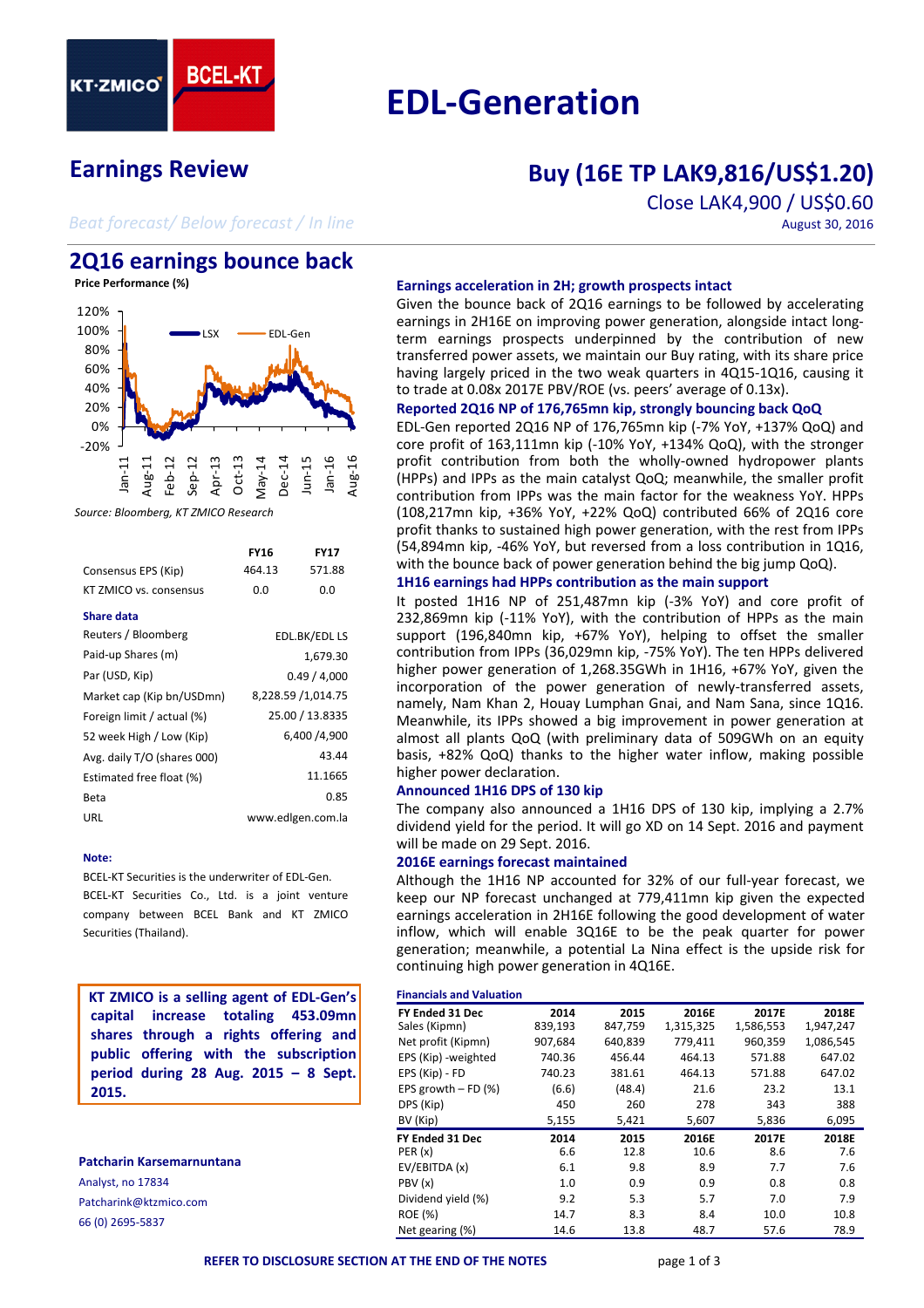KT·ZMICO | BCEL-KT

# EDL-Generation

## Earnings Review

## Buy (16E TP LAK9,816/US$1.20)

Close LAK4,900 / US$0.60

*Beat forecast/ Below forecast / In line*

August 30, 2016

## 2Q16 earnings bounce back

**Price Performance (%)**

Source: Bloomberg, KT ZMICO Research

| | FY16 | FY17 |
|---|---|---|
| Consensus EPS (Kip) | 464.13 | 571.88 |
| KT ZMICO vs. consensus | 0.0 | 0.0 |

**Share data**

| | |
|---|---|
| Reuters / Bloomberg | EDL.BK/EDL LS |
| Paid-up Shares (m) | 1,679.30 |
| Par (USD, Kip) | 0.49 / 4,000 |
| Market cap (Kip bn/USDmn) | 8,228.59 /1,014.75 |
| Foreign limit / actual (%) | 25.00 / 13.8335 |
| 52 week High / Low (Kip) | 6,400 /4,900 |
| Avg. daily T/O (shares 000) | 43.44 |
| Estimated free float (%) | 11.1665 |
| Beta | 0.85 |
| URL | www.edlgen.com.la |

**Note:**

BCEL-KT Securities is the underwriter of EDL-Gen. BCEL-KT Securities Co., Ltd. is a joint venture company between BCEL Bank and KT ZMICO Securities (Thailand).

**KT ZMICO is a selling agent of EDL-Gen's capital increase totaling 453.09mn shares through a rights offering and public offering with the subscription period during 28 Aug. 2015 – 8 Sept. 2015.**

**Patcharin Karsemarnuntana**
Analyst, no 17834
Patcharink@ktzmico.com
66 (0) 2695-5837

### Earnings acceleration in 2H; growth prospects intact

Given the bounce back of 2Q16 earnings to be followed by accelerating earnings in 2H16E on improving power generation, alongside intact long-term earnings prospects underpinned by the contribution of new transferred power assets, we maintain our Buy rating, with its share price having largely priced in the two weak quarters in 4Q15-1Q16, causing it to trade at 0.08x 2017E PBV/ROE (vs. peers' average of 0.13x).

### Reported 2Q16 NP of 176,765mn kip, strongly bouncing back QoQ

EDL-Gen reported 2Q16 NP of 176,765mn kip (-7% YoY, +137% QoQ) and core profit of 163,111mn kip (-10% YoY, +134% QoQ), with the stronger profit contribution from both the wholly-owned hydropower plants (HPPs) and IPPs as the main catalyst QoQ; meanwhile, the smaller profit contribution from IPPs was the main factor for the weakness YoY. HPPs (108,217mn kip, +36% YoY, +22% QoQ) contributed 66% of 2Q16 core profit thanks to sustained high power generation, with the rest from IPPs (54,894mn kip, -46% YoY, but reversed from a loss contribution in 1Q16, with the bounce back of power generation behind the big jump QoQ).

### 1H16 earnings had HPPs contribution as the main support

It posted 1H16 NP of 251,487mn kip (-3% YoY) and core profit of 232,869mn kip (-11% YoY), with the contribution of HPPs as the main support (196,840mn kip, +67% YoY), helping to offset the smaller contribution from IPPs (36,029mn kip, -75% YoY). The ten HPPs delivered higher power generation of 1,268.35GWh in 1H16, +67% YoY, given the incorporation of the power generation of newly-transferred assets, namely, Nam Khan 2, Houay Lumphan Gnai, and Nam Sana, since 1Q16. Meanwhile, its IPPs showed a big improvement in power generation at almost all plants QoQ (with preliminary data of 509GWh on an equity basis, +82% QoQ) thanks to the higher water inflow, making possible higher power declaration.

### Announced 1H16 DPS of 130 kip

The company also announced a 1H16 DPS of 130 kip, implying a 2.7% dividend yield for the period. It will go XD on 14 Sept. 2016 and payment will be made on 29 Sept. 2016.

### 2016E earnings forecast maintained

Although the 1H16 NP accounted for 32% of our full-year forecast, we keep our NP forecast unchanged at 779,411mn kip given the expected earnings acceleration in 2H16E following the good development of water inflow, which will enable 3Q16E to be the peak quarter for power generation; meanwhile, a potential La Nina effect is the upside risk for continuing high power generation in 4Q16E.

**Financials and Valuation**

| FY Ended 31 Dec | 2014 | 2015 | 2016E | 2017E | 2018E |
|---|---|---|---|---|---|
| Sales (Kipmn) | 839,193 | 847,759 | 1,315,325 | 1,586,553 | 1,947,247 |
| Net profit (Kipmn) | 907,684 | 640,839 | 779,411 | 960,359 | 1,086,545 |
| EPS (Kip) -weighted | 740.36 | 456.44 | 464.13 | 571.88 | 647.02 |
| EPS (Kip) - FD | 740.23 | 381.61 | 464.13 | 571.88 | 647.02 |
| EPS growth – FD (%) | (6.6) | (48.4) | 21.6 | 23.2 | 13.1 |
| DPS (Kip) | 450 | 260 | 278 | 343 | 388 |
| BV (Kip) | 5,155 | 5,421 | 5,607 | 5,836 | 6,095 |
| **FY Ended 31 Dec** | **2014** | **2015** | **2016E** | **2017E** | **2018E** |
| PER (x) | 6.6 | 12.8 | 10.6 | 8.6 | 7.6 |
| EV/EBITDA (x) | 6.1 | 9.8 | 8.9 | 7.7 | 7.6 |
| PBV (x) | 1.0 | 0.9 | 0.9 | 0.8 | 0.8 |
| Dividend yield (%) | 9.2 | 5.3 | 5.7 | 7.0 | 7.9 |
| ROE (%) | 14.7 | 8.3 | 8.4 | 10.0 | 10.8 |
| Net gearing (%) | 14.6 | 13.8 | 48.7 | 57.6 | 78.9 |

REFER TO DISCLOSURE SECTION AT THE END OF THE NOTES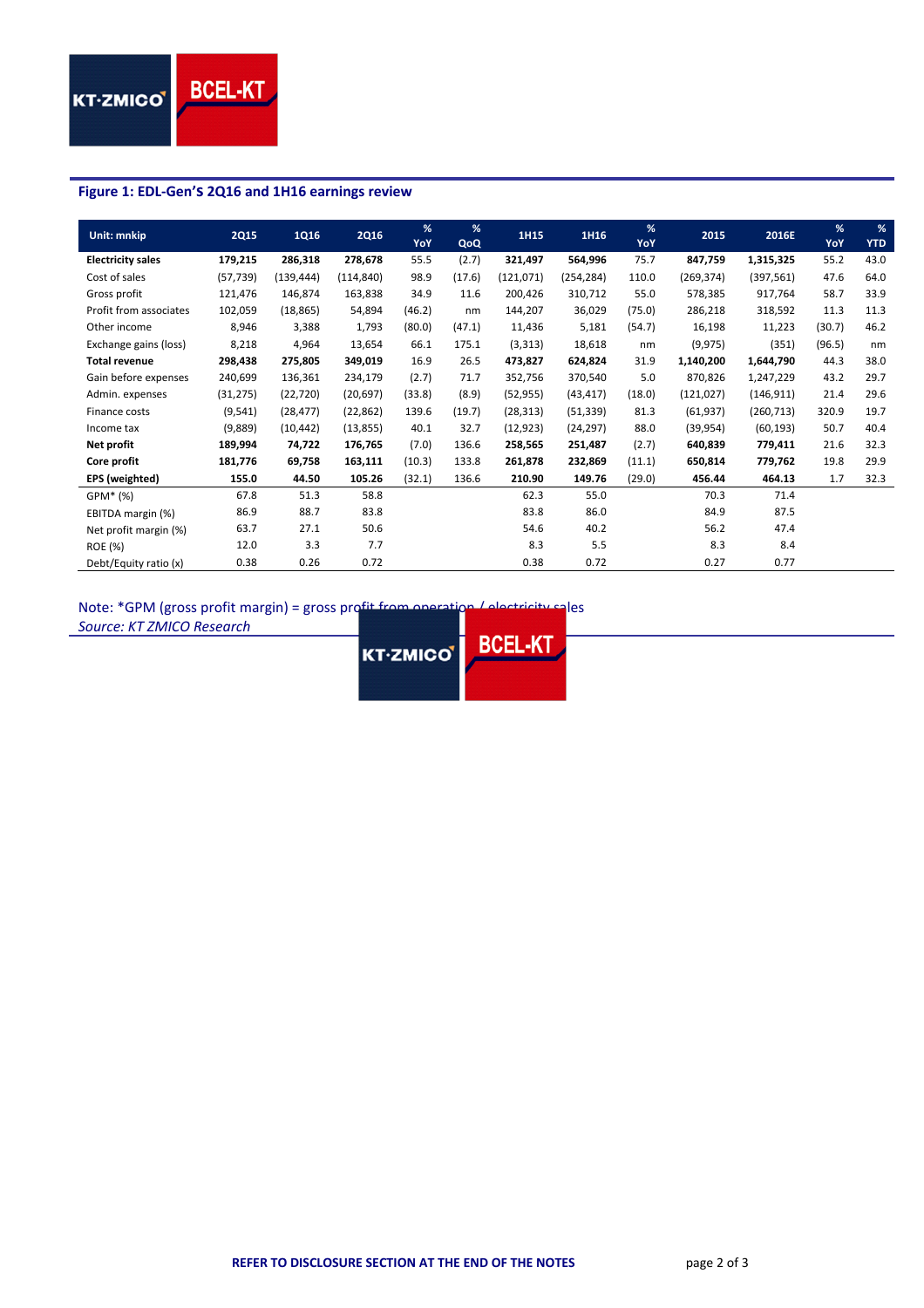## Figure 1: EDL-Gen'S 2Q16 and 1H16 earnings review

| Unit: mnkip | 2Q15 | 1Q16 | 2Q16 | % YoY | % QoQ | 1H15 | 1H16 | % YoY | 2015 | 2016E | % YoY | % YTD |
|---|---|---|---|---|---|---|---|---|---|---|---|---|
| **Electricity sales** | **179,215** | **286,318** | **278,678** | 55.5 | (2.7) | **321,497** | **564,996** | 75.7 | **847,759** | **1,315,325** | 55.2 | 43.0 |
| Cost of sales | (57,739) | (139,444) | (114,840) | 98.9 | (17.6) | (121,071) | (254,284) | 110.0 | (269,374) | (397,561) | 47.6 | 64.0 |
| Gross profit | 121,476 | 146,874 | 163,838 | 34.9 | 11.6 | 200,426 | 310,712 | 55.0 | 578,385 | 917,764 | 58.7 | 33.9 |
| Profit from associates | 102,059 | (18,865) | 54,894 | (46.2) | nm | 144,207 | 36,029 | (75.0) | 286,218 | 318,592 | 11.3 | 11.3 |
| Other income | 8,946 | 3,388 | 1,793 | (80.0) | (47.1) | 11,436 | 5,181 | (54.7) | 16,198 | 11,223 | (30.7) | 46.2 |
| Exchange gains (loss) | 8,218 | 4,964 | 13,654 | 66.1 | 175.1 | (3,313) | 18,618 | nm | (9,975) | (351) | (96.5) | nm |
| **Total revenue** | **298,438** | **275,805** | **349,019** | 16.9 | 26.5 | **473,827** | **624,824** | 31.9 | **1,140,200** | **1,644,790** | 44.3 | 38.0 |
| Gain before expenses | 240,699 | 136,361 | 234,179 | (2.7) | 71.7 | 352,756 | 370,540 | 5.0 | 870,826 | 1,247,229 | 43.2 | 29.7 |
| Admin. expenses | (31,275) | (22,720) | (20,697) | (33.8) | (8.9) | (52,955) | (43,417) | (18.0) | (121,027) | (146,911) | 21.4 | 29.6 |
| Finance costs | (9,541) | (28,477) | (22,862) | 139.6 | (19.7) | (28,313) | (51,339) | 81.3 | (61,937) | (260,713) | 320.9 | 19.7 |
| Income tax | (9,889) | (10,442) | (13,855) | 40.1 | 32.7 | (12,923) | (24,297) | 88.0 | (39,954) | (60,193) | 50.7 | 40.4 |
| **Net profit** | **189,994** | **74,722** | **176,765** | (7.0) | 136.6 | **258,565** | **251,487** | (2.7) | **640,839** | **779,411** | 21.6 | 32.3 |
| **Core profit** | **181,776** | **69,758** | **163,111** | (10.3) | 133.8 | **261,878** | **232,869** | (11.1) | **650,814** | **779,762** | 19.8 | 29.9 |
| **EPS (weighted)** | **155.0** | **44.50** | **105.26** | (32.1) | 136.6 | **210.90** | **149.76** | (29.0) | **456.44** | **464.13** | 1.7 | 32.3 |
| GPM* (%) | 67.8 | 51.3 | 58.8 | | | 62.3 | 55.0 | | 70.3 | 71.4 | | |
| EBITDA margin (%) | 86.9 | 88.7 | 83.8 | | | 83.8 | 86.0 | | 84.9 | 87.5 | | |
| Net profit margin (%) | 63.7 | 27.1 | 50.6 | | | 54.6 | 40.2 | | 56.2 | 47.4 | | |
| ROE (%) | 12.0 | 3.3 | 7.7 | | | 8.3 | 5.5 | | 8.3 | 8.4 | | |
| Debt/Equity ratio (x) | 0.38 | 0.26 | 0.72 | | | 0.38 | 0.72 | | 0.27 | 0.77 | | |

Note: *GPM (gross profit margin) = gross profit from operation / electricity sales

*Source: KT ZMICO Research*

REFER TO DISCLOSURE SECTION AT THE END OF THE NOTES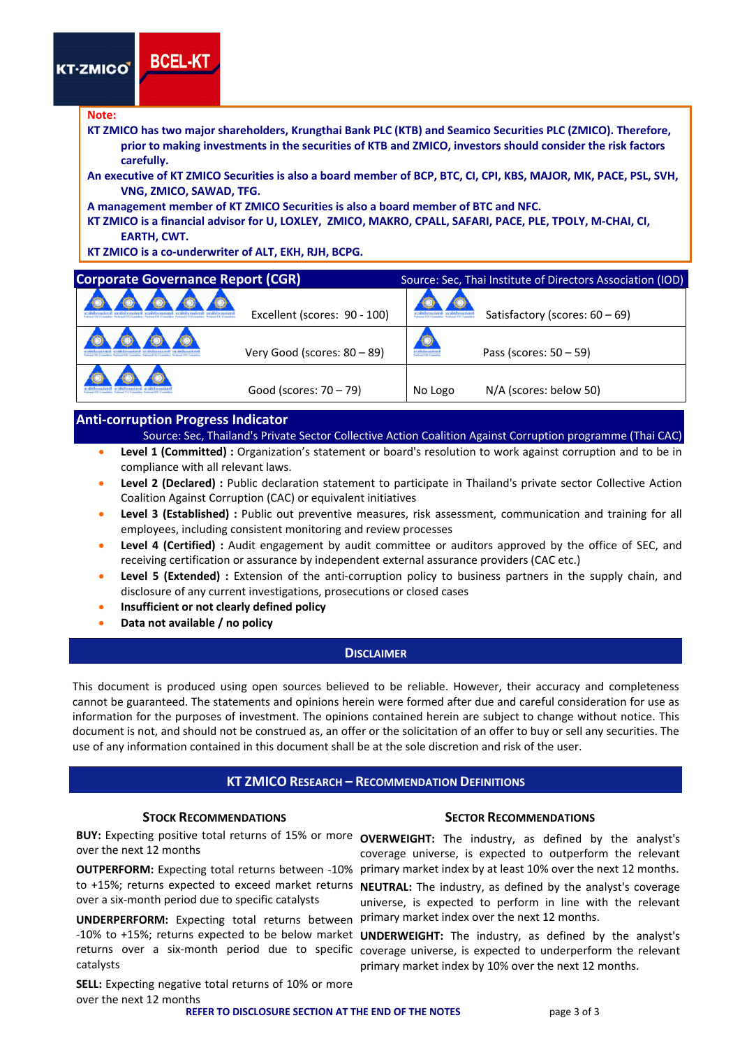**Note:**

**KT ZMICO has two major shareholders, Krungthai Bank PLC (KTB) and Seamico Securities PLC (ZMICO). Therefore, prior to making investments in the securities of KTB and ZMICO, investors should consider the risk factors carefully.**

**An executive of KT ZMICO Securities is also a board member of BCP, BTC, CI, CPI, KBS, MAJOR, MK, PACE, PSL, SVH, VNG, ZMICO, SAWAD, TFG.**

**A management member of KT ZMICO Securities is also a board member of BTC and NFC.**

**KT ZMICO is a financial advisor for U, LOXLEY, ZMICO, MAKRO, CPALL, SAFARI, PACE, PLE, TPOLY, M-CHAI, CI, EARTH, CWT.**

**KT ZMICO is a co-underwriter of ALT, EKH, RJH, BCPG.**

## Corporate Governance Report (CGR)

Source: Sec, Thai Institute of Directors Association (IOD)

| Logo | Rating | Logo | Rating |
|---|---|---|---|
| (5 logos) | Excellent (scores: 90 - 100) | (2 logos) | Satisfactory (scores: 60 – 69) |
| (4 logos) | Very Good (scores: 80 – 89) | (1 logo) | Pass (scores: 50 – 59) |
| (3 logos) | Good (scores: 70 – 79) | No Logo | N/A (scores: below 50) |

## Anti-corruption Progress Indicator

Source: Sec, Thailand's Private Sector Collective Action Coalition Against Corruption programme (Thai CAC)

- **Level 1 (Committed) :** Organization's statement or board's resolution to work against corruption and to be in compliance with all relevant laws.
- **Level 2 (Declared) :** Public declaration statement to participate in Thailand's private sector Collective Action Coalition Against Corruption (CAC) or equivalent initiatives
- **Level 3 (Established) :** Public out preventive measures, risk assessment, communication and training for all employees, including consistent monitoring and review processes
- **Level 4 (Certified) :** Audit engagement by audit committee or auditors approved by the office of SEC, and receiving certification or assurance by independent external assurance providers (CAC etc.)
- **Level 5 (Extended) :** Extension of the anti-corruption policy to business partners in the supply chain, and disclosure of any current investigations, prosecutions or closed cases
- **Insufficient or not clearly defined policy**
- **Data not available / no policy**

## Disclaimer

This document is produced using open sources believed to be reliable. However, their accuracy and completeness cannot be guaranteed. The statements and opinions herein were formed after due and careful consideration for use as information for the purposes of investment. The opinions contained herein are subject to change without notice. This document is not, and should not be construed as, an offer or the solicitation of an offer to buy or sell any securities. The use of any information contained in this document shall be at the sole discretion and risk of the user.

## KT ZMICO Research – Recommendation Definitions

### Stock Recommendations

**BUY:** Expecting positive total returns of 15% or more over the next 12 months

**OUTPERFORM:** Expecting total returns between -10% to +15%; returns expected to exceed market returns over a six-month period due to specific catalysts

**UNDERPERFORM:** Expecting total returns between -10% to +15%; returns expected to be below market returns over a six-month period due to specific catalysts

**SELL:** Expecting negative total returns of 10% or more over the next 12 months

### Sector Recommendations

**OVERWEIGHT:** The industry, as defined by the analyst's coverage universe, is expected to outperform the relevant primary market index by at least 10% over the next 12 months.

**NEUTRAL:** The industry, as defined by the analyst's coverage universe, is expected to perform in line with the relevant primary market index over the next 12 months.

**UNDERWEIGHT:** The industry, as defined by the analyst's coverage universe, is expected to underperform the relevant primary market index by 10% over the next 12 months.

**REFER TO DISCLOSURE SECTION AT THE END OF THE NOTES**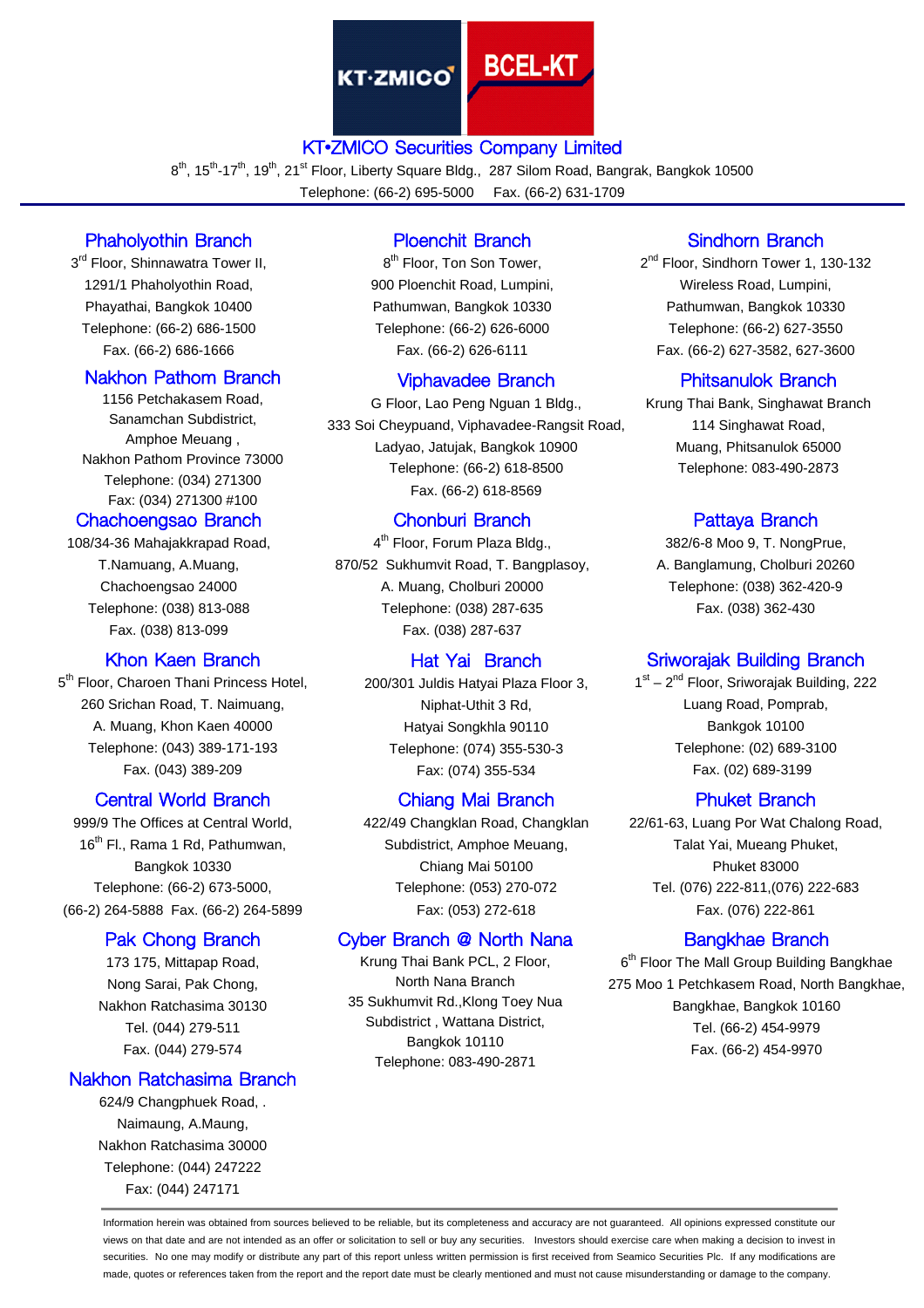KT·ZMICO BCEL-KT

# KT•ZMICO Securities Company Limited

8th, 15th-17th, 19th, 21st Floor, Liberty Square Bldg., 287 Silom Road, Bangrak, Bangkok 10500
Telephone: (66-2) 695-5000 Fax. (66-2) 631-1709

### Phaholyothin Branch
3rd Floor, Shinnawatra Tower II,
1291/1 Phaholyothin Road,
Phayathai, Bangkok 10400
Telephone: (66-2) 686-1500
Fax. (66-2) 686-1666

### Nakhon Pathom Branch
1156 Petchakasem Road,
Sanamchan Subdistrict,
Amphoe Meuang ,
Nakhon Pathom Province 73000
Telephone: (034) 271300
Fax: (034) 271300 #100

### Chachoengsao Branch
108/34-36 Mahajakkrapad Road,
T.Namuang, A.Muang,
Chachoengsao 24000
Telephone: (038) 813-088
Fax. (038) 813-099

### Khon Kaen Branch
5th Floor, Charoen Thani Princess Hotel,
260 Srichan Road, T. Naimuang,
A. Muang, Khon Kaen 40000
Telephone: (043) 389-171-193
Fax. (043) 389-209

### Central World Branch
999/9 The Offices at Central World,
16th Fl., Rama 1 Rd, Pathumwan,
Bangkok 10330
Telephone: (66-2) 673-5000,
(66-2) 264-5888 Fax. (66-2) 264-5899

### Pak Chong Branch
173 175, Mittapap Road,
Nong Sarai, Pak Chong,
Nakhon Ratchasima 30130
Tel. (044) 279-511
Fax. (044) 279-574

### Nakhon Ratchasima Branch
624/9 Changphuek Road, .
Naimaung, A.Maung,
Nakhon Ratchasima 30000
Telephone: (044) 247222
Fax: (044) 247171

### Ploenchit Branch
8th Floor, Ton Son Tower,
900 Ploenchit Road, Lumpini,
Pathumwan, Bangkok 10330
Telephone: (66-2) 626-6000
Fax. (66-2) 626-6111

### Viphavadee Branch
G Floor, Lao Peng Nguan 1 Bldg.,
333 Soi Cheypuand, Viphavadee-Rangsit Road,
Ladyao, Jatujak, Bangkok 10900
Telephone: (66-2) 618-8500
Fax. (66-2) 618-8569

### Chonburi Branch
4th Floor, Forum Plaza Bldg.,
870/52 Sukhumvit Road, T. Bangplasoy,
A. Muang, Cholburi 20000
Telephone: (038) 287-635
Fax. (038) 287-637

### Hat Yai Branch
200/301 Juldis Hatyai Plaza Floor 3,
Niphat-Uthit 3 Rd,
Hatyai Songkhla 90110
Telephone: (074) 355-530-3
Fax: (074) 355-534

### Chiang Mai Branch
422/49 Changklan Road, Changklan
Subdistrict, Amphoe Meuang,
Chiang Mai 50100
Telephone: (053) 270-072
Fax: (053) 272-618

### Cyber Branch @ North Nana
Krung Thai Bank PCL, 2 Floor,
North Nana Branch
35 Sukhumvit Rd.,Klong Toey Nua
Subdistrict , Wattana District,
Bangkok 10110
Telephone: 083-490-2871

### Sindhorn Branch
2nd Floor, Sindhorn Tower 1, 130-132
Wireless Road, Lumpini,
Pathumwan, Bangkok 10330
Telephone: (66-2) 627-3550
Fax. (66-2) 627-3582, 627-3600

### Phitsanulok Branch
Krung Thai Bank, Singhawat Branch
114 Singhawat Road,
Muang, Phitsanulok 65000
Telephone: 083-490-2873

### Pattaya Branch
382/6-8 Moo 9, T. NongPrue,
A. Banglamung, Cholburi 20260
Telephone: (038) 362-420-9
Fax. (038) 362-430

### Sriworajak Building Branch
1st – 2nd Floor, Sriworajak Building, 222
Luang Road, Pomprab,
Bankgok 10100
Telephone: (02) 689-3100
Fax. (02) 689-3199

### Phuket Branch
22/61-63, Luang Por Wat Chalong Road,
Talat Yai, Mueang Phuket,
Phuket 83000
Tel. (076) 222-811,(076) 222-683
Fax. (076) 222-861

### Bangkhae Branch
6th Floor The Mall Group Building Bangkhae
275 Moo 1 Petchkasem Road, North Bangkhae,
Bangkhae, Bangkok 10160
Tel. (66-2) 454-9979
Fax. (66-2) 454-9970

---

Information herein was obtained from sources believed to be reliable, but its completeness and accuracy are not guaranteed. All opinions expressed constitute our views on that date and are not intended as an offer or solicitation to sell or buy any securities. Investors should exercise care when making a decision to invest in securities. No one may modify or distribute any part of this report unless written permission is first received from Seamico Securities Plc. If any modifications are made, quotes or references taken from the report and the report date must be clearly mentioned and must not cause misunderstanding or damage to the company.